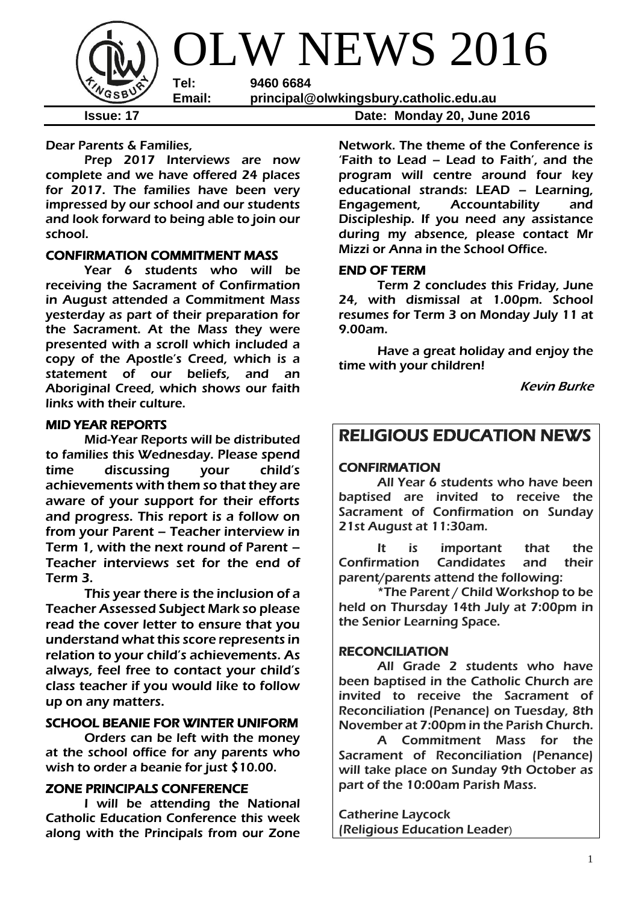# OLW NEWS 2016

**Tel:** 9460 6684
**Email:** principal@olwkingsbury.catholic.edu.au

**Issue: 17** **Date: Monday 20, June 2016**

Dear Parents & Families,

Prep 2017 Interviews are now complete and we have offered 24 places for 2017. The families have been very impressed by our school and our students and look forward to being able to join our school.

## CONFIRMATION COMMITMENT MASS

Year 6 students who will be receiving the Sacrament of Confirmation in August attended a Commitment Mass yesterday as part of their preparation for the Sacrament. At the Mass they were presented with a scroll which included a copy of the Apostle's Creed, which is a statement of our beliefs, and an Aboriginal Creed, which shows our faith links with their culture.

## MID YEAR REPORTS

Mid-Year Reports will be distributed to families this Wednesday. Please spend time discussing your child's achievements with them so that they are aware of your support for their efforts and progress. This report is a follow on from your Parent – Teacher interview in Term 1, with the next round of Parent – Teacher interviews set for the end of Term 3.

This year there is the inclusion of a Teacher Assessed Subject Mark so please read the cover letter to ensure that you understand what this score represents in relation to your child's achievements. As always, feel free to contact your child's class teacher if you would like to follow up on any matters.

## SCHOOL BEANIE FOR WINTER UNIFORM

Orders can be left with the money at the school office for any parents who wish to order a beanie for just $10.00.

## ZONE PRINCIPALS CONFERENCE

I will be attending the National Catholic Education Conference this week along with the Principals from our Zone Network. The theme of the Conference is 'Faith to Lead – Lead to Faith', and the program will centre around four key educational strands: LEAD – Learning, Engagement, Accountability and Discipleship. If you need any assistance during my absence, please contact Mr Mizzi or Anna in the School Office.

## END OF TERM

Term 2 concludes this Friday, June 24, with dismissal at 1.00pm. School resumes for Term 3 on Monday July 11 at 9.00am.

Have a great holiday and enjoy the time with your children!

*Kevin Burke*

# RELIGIOUS EDUCATION NEWS

## CONFIRMATION

All Year 6 students who have been baptised are invited to receive the Sacrament of Confirmation on Sunday 21st August at 11:30am.

It is important that the Confirmation Candidates and their parent/parents attend the following:

*The Parent / Child Workshop to be held on Thursday 14th July at 7:00pm in the Senior Learning Space.

## RECONCILIATION

All Grade 2 students who have been baptised in the Catholic Church are invited to receive the Sacrament of Reconciliation (Penance) on Tuesday, 8th November at 7:00pm in the Parish Church.

A Commitment Mass for the Sacrament of Reconciliation (Penance) will take place on Sunday 9th October as part of the 10:00am Parish Mass.

Catherine Laycock
(Religious Education Leader)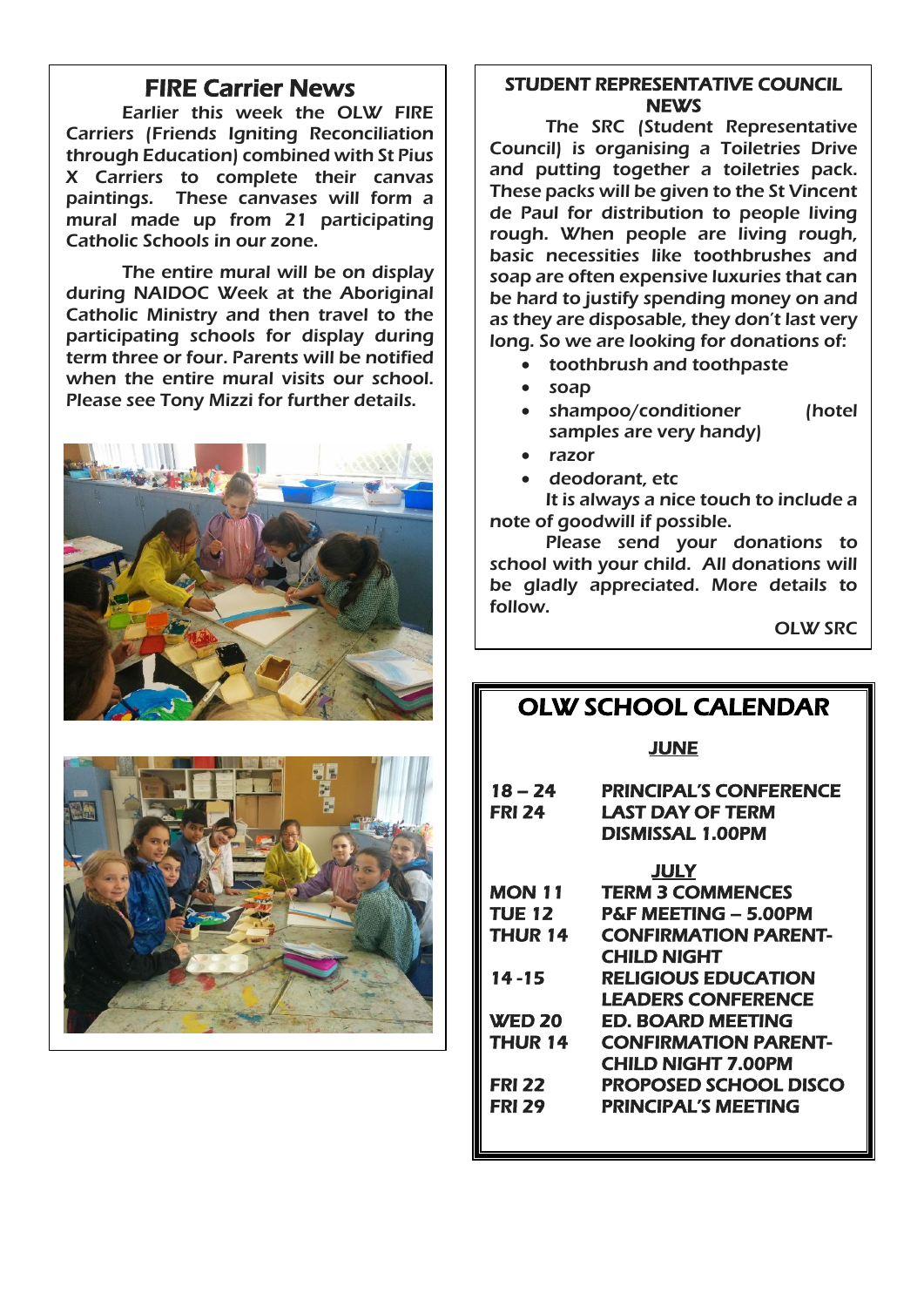## FIRE Carrier News

Earlier this week the OLW FIRE Carriers (Friends Igniting Reconciliation through Education) combined with St Pius X Carriers to complete their canvas paintings. These canvases will form a mural made up from 21 participating Catholic Schools in our zone.

The entire mural will be on display during NAIDOC Week at the Aboriginal Catholic Ministry and then travel to the participating schools for display during term three or four. Parents will be notified when the entire mural visits our school. Please see Tony Mizzi for further details.

## STUDENT REPRESENTATIVE COUNCIL NEWS

The SRC (Student Representative Council) is organising a Toiletries Drive and putting together a toiletries pack. These packs will be given to the St Vincent de Paul for distribution to people living rough. When people are living rough, basic necessities like toothbrushes and soap are often expensive luxuries that can be hard to justify spending money on and as they are disposable, they don't last very long. So we are looking for donations of:

- toothbrush and toothpaste
- soap
- shampoo/conditioner (hotel samples are very handy)
- razor
- deodorant, etc

It is always a nice touch to include a note of goodwill if possible.

Please send your donations to school with your child. All donations will be gladly appreciated. More details to follow.

OLW SRC

## OLW SCHOOL CALENDAR

**JUNE**

| | |
|---|---|
| 18 – 24 | PRINCIPAL'S CONFERENCE |
| FRI 24 | LAST DAY OF TERM DISMISSAL 1.00PM |

**JULY**

| | |
|---|---|
| MON 11 | TERM 3 COMMENCES |
| TUE 12 | P&F MEETING – 5.00PM |
| THUR 14 | CONFIRMATION PARENT-CHILD NIGHT |
| 14 -15 | RELIGIOUS EDUCATION LEADERS CONFERENCE |
| WED 20 | ED. BOARD MEETING |
| THUR 14 | CONFIRMATION PARENT-CHILD NIGHT 7.00PM |
| FRI 22 | PROPOSED SCHOOL DISCO |
| FRI 29 | PRINCIPAL'S MEETING |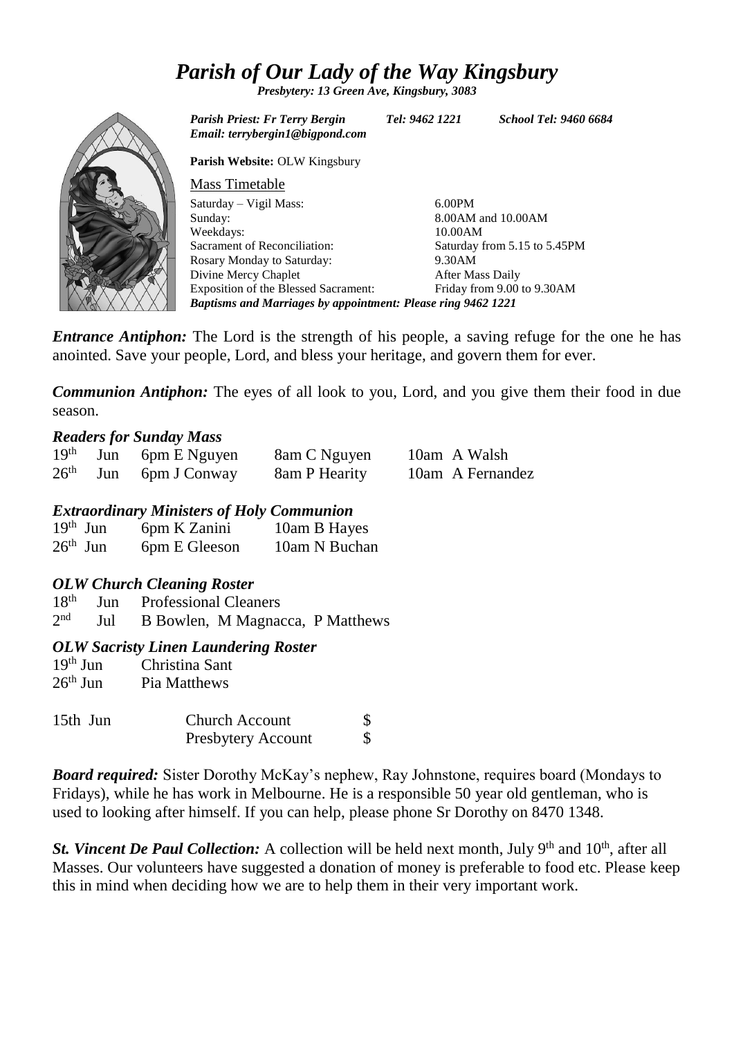# *Parish of Our Lady of the Way Kingsbury*

***Presbytery: 13 Green Ave, Kingsbury, 3083***

***Parish Priest: Fr Terry Bergin*** ***Tel: 9462 1221*** ***School Tel: 9460 6684***
***Email: terrybergin1@bigpond.com***

**Parish Website:** OLW Kingsbury

Mass Timetable

| | |
|---|---|
| Saturday – Vigil Mass: | 6.00PM |
| Sunday: | 8.00AM and 10.00AM |
| Weekdays: | 10.00AM |
| Sacrament of Reconciliation: | Saturday from 5.15 to 5.45PM |
| Rosary Monday to Saturday: | 9.30AM |
| Divine Mercy Chaplet | After Mass Daily |
| Exposition of the Blessed Sacrament: | Friday from 9.00 to 9.30AM |

***Baptisms and Marriages by appointment: Please ring 9462 1221***

***Entrance Antiphon:*** The Lord is the strength of his people, a saving refuge for the one he has anointed. Save your people, Lord, and bless your heritage, and govern them for ever.

***Communion Antiphon:*** The eyes of all look to you, Lord, and you give them their food in due season.

### *Readers for Sunday Mass*

| | | | |
|---|---|---|---|
| 19th Jun | 6pm E Nguyen | 8am C Nguyen | 10am A Walsh |
| 26th Jun | 6pm J Conway | 8am P Hearity | 10am A Fernandez |

### *Extraordinary Ministers of Holy Communion*

| | | |
|---|---|---|
| 19th Jun | 6pm K Zanini | 10am B Hayes |
| 26th Jun | 6pm E Gleeson | 10am N Buchan |

### *OLW Church Cleaning Roster*

| | |
|---|---|
| 18th Jun | Professional Cleaners |
| 2nd Jul | B Bowlen, M Magnacca, P Matthews |

### *OLW Sacristy Linen Laundering Roster*

| | |
|---|---|
| 19th Jun | Christina Sant |
| 26th Jun | Pia Matthews |

| | | |
|---|---|---|
| 15th Jun | Church Account | $ |
| | Presbytery Account | $ |

***Board required:*** Sister Dorothy McKay's nephew, Ray Johnstone, requires board (Mondays to Fridays), while he has work in Melbourne. He is a responsible 50 year old gentleman, who is used to looking after himself. If you can help, please phone Sr Dorothy on 8470 1348.

***St. Vincent De Paul Collection:*** A collection will be held next month, July 9th and 10th, after all Masses. Our volunteers have suggested a donation of money is preferable to food etc. Please keep this in mind when deciding how we are to help them in their very important work.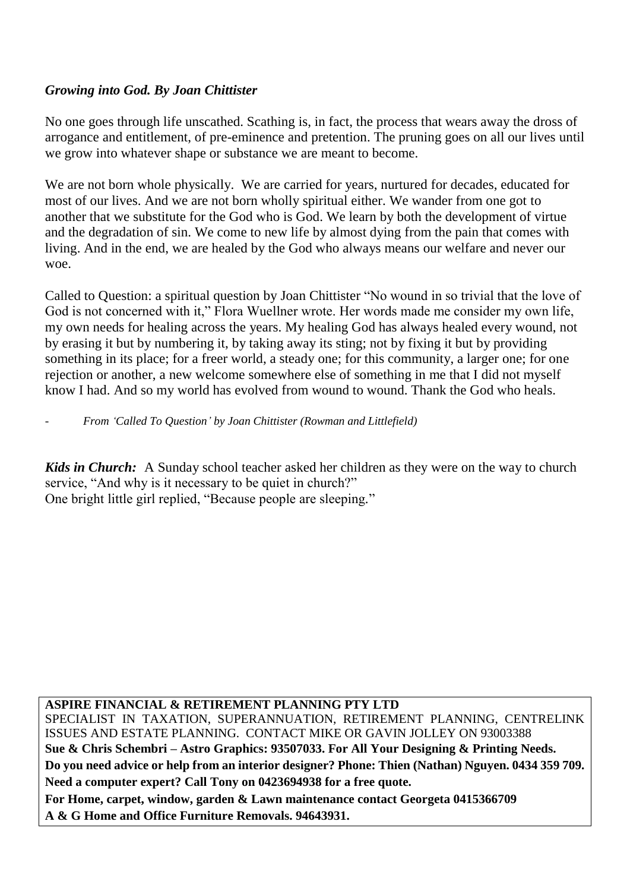***Growing into God. By Joan Chittister***

No one goes through life unscathed. Scathing is, in fact, the process that wears away the dross of arrogance and entitlement, of pre-eminence and pretention. The pruning goes on all our lives until we grow into whatever shape or substance we are meant to become.

We are not born whole physically. We are carried for years, nurtured for decades, educated for most of our lives. And we are not born wholly spiritual either. We wander from one got to another that we substitute for the God who is God. We learn by both the development of virtue and the degradation of sin. We come to new life by almost dying from the pain that comes with living. And in the end, we are healed by the God who always means our welfare and never our woe.

Called to Question: a spiritual question by Joan Chittister "No wound in so trivial that the love of God is not concerned with it," Flora Wuellner wrote. Her words made me consider my own life, my own needs for healing across the years. My healing God has always healed every wound, not by erasing it but by numbering it, by taking away its sting; not by fixing it but by providing something in its place; for a freer world, a steady one; for this community, a larger one; for one rejection or another, a new welcome somewhere else of something in me that I did not myself know I had. And so my world has evolved from wound to wound. Thank the God who heals.

- *From 'Called To Question' by Joan Chittister (Rowman and Littlefield)*

***Kids in Church:*** A Sunday school teacher asked her children as they were on the way to church service, "And why is it necessary to be quiet in church?"
One bright little girl replied, "Because people are sleeping."

**ASPIRE FINANCIAL & RETIREMENT PLANNING PTY LTD**
SPECIALIST IN TAXATION, SUPERANNUATION, RETIREMENT PLANNING, CENTRELINK ISSUES AND ESTATE PLANNING. CONTACT MIKE OR GAVIN JOLLEY ON 93003388
**Sue & Chris Schembri – Astro Graphics: 93507033. For All Your Designing & Printing Needs.**
**Do you need advice or help from an interior designer? Phone: Thien (Nathan) Nguyen. 0434 359 709.**
**Need a computer expert? Call Tony on 0423694938 for a free quote.**
**For Home, carpet, window, garden & Lawn maintenance contact Georgeta 0415366709**
**A & G Home and Office Furniture Removals. 94643931.**